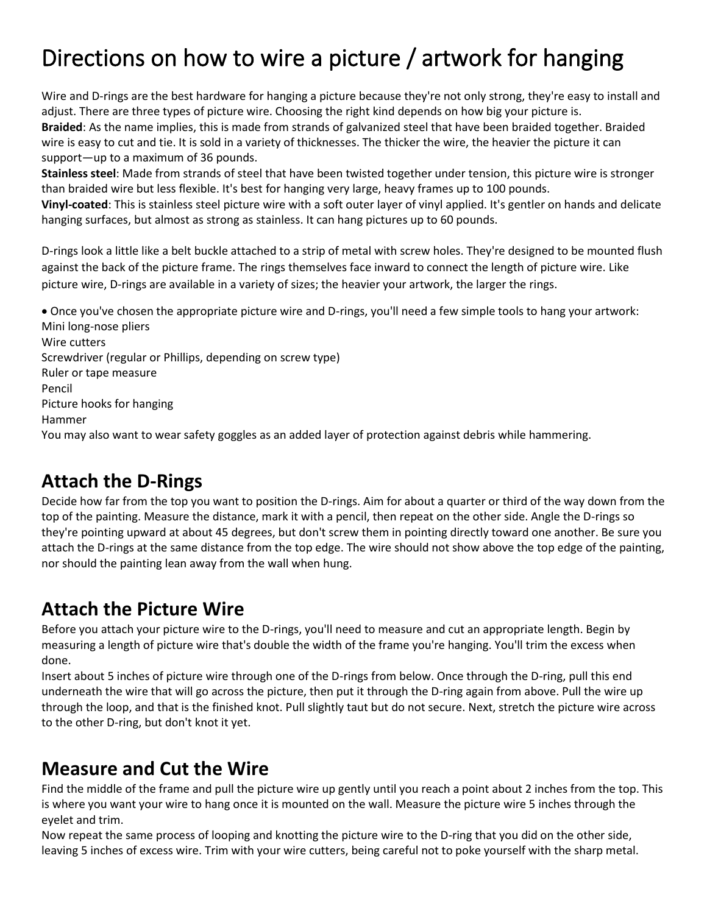# Directions on how to wire a picture / artwork for hanging

Wire and D-rings are the best hardware for hanging a picture because they're not only strong, they're easy to install and adjust. There are three types of picture wire. Choosing the right kind depends on how big your picture is.

**Braided**: As the name implies, this is made from strands of galvanized steel that have been braided together. Braided wire is easy to cut and tie. It is sold in a variety of thicknesses. The thicker the wire, the heavier the picture it can support—up to a maximum of 36 pounds.

**Stainless steel**: Made from strands of steel that have been twisted together under tension, this picture wire is stronger than braided wire but less flexible. It's best for hanging very large, heavy frames up to 100 pounds.

**Vinyl-coated**: This is stainless steel picture wire with a soft outer layer of vinyl applied. It's gentler on hands and delicate hanging surfaces, but almost as strong as stainless. It can hang pictures up to 60 pounds.

D-rings look a little like a belt buckle attached to a strip of metal with screw holes. They're designed to be mounted flush against the back of the picture frame. The rings themselves face inward to connect the length of picture wire. Like picture wire, D-rings are available in a variety of sizes; the heavier your artwork, the larger the rings.

- Once you've chosen the appropriate picture wire and D-rings, you'll need a few simple tools to hang your artwork:

Mini long-nose pliers
Wire cutters
Screwdriver (regular or Phillips, depending on screw type)
Ruler or tape measure
Pencil
Picture hooks for hanging
Hammer
You may also want to wear safety goggles as an added layer of protection against debris while hammering.

## Attach the D-Rings

Decide how far from the top you want to position the D-rings. Aim for about a quarter or third of the way down from the top of the painting. Measure the distance, mark it with a pencil, then repeat on the other side. Angle the D-rings so they're pointing upward at about 45 degrees, but don't screw them in pointing directly toward one another. Be sure you attach the D-rings at the same distance from the top edge. The wire should not show above the top edge of the painting, nor should the painting lean away from the wall when hung.

## Attach the Picture Wire

Before you attach your picture wire to the D-rings, you'll need to measure and cut an appropriate length. Begin by measuring a length of picture wire that's double the width of the frame you're hanging. You'll trim the excess when done.

Insert about 5 inches of picture wire through one of the D-rings from below. Once through the D-ring, pull this end underneath the wire that will go across the picture, then put it through the D-ring again from above. Pull the wire up through the loop, and that is the finished knot. Pull slightly taut but do not secure. Next, stretch the picture wire across to the other D-ring, but don't knot it yet.

## Measure and Cut the Wire

Find the middle of the frame and pull the picture wire up gently until you reach a point about 2 inches from the top. This is where you want your wire to hang once it is mounted on the wall. Measure the picture wire 5 inches through the eyelet and trim.

Now repeat the same process of looping and knotting the picture wire to the D-ring that you did on the other side, leaving 5 inches of excess wire. Trim with your wire cutters, being careful not to poke yourself with the sharp metal.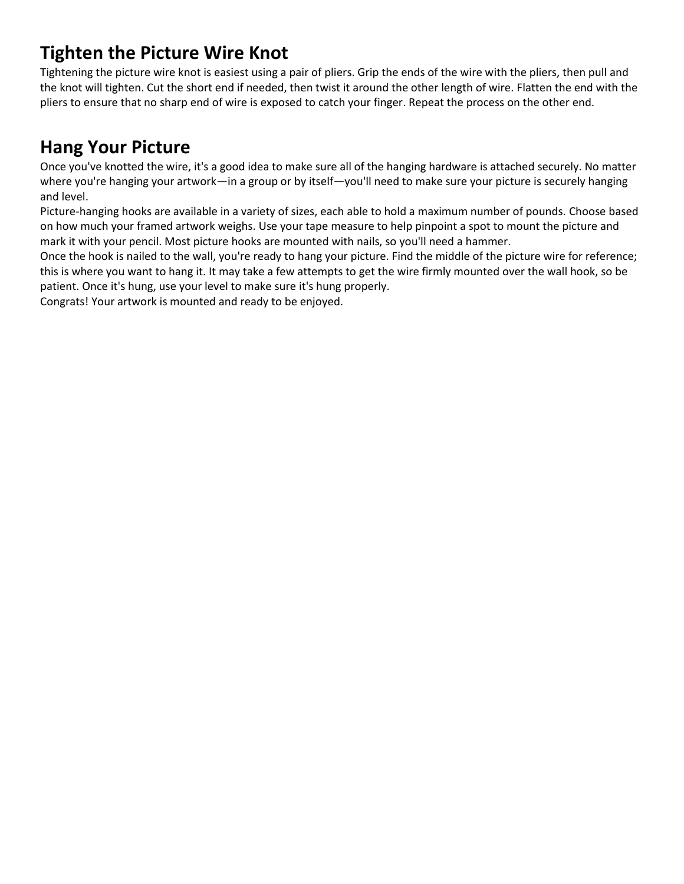## Tighten the Picture Wire Knot

Tightening the picture wire knot is easiest using a pair of pliers. Grip the ends of the wire with the pliers, then pull and the knot will tighten. Cut the short end if needed, then twist it around the other length of wire. Flatten the end with the pliers to ensure that no sharp end of wire is exposed to catch your finger. Repeat the process on the other end.

## Hang Your Picture

Once you've knotted the wire, it's a good idea to make sure all of the hanging hardware is attached securely. No matter where you're hanging your artwork—in a group or by itself—you'll need to make sure your picture is securely hanging and level.

Picture-hanging hooks are available in a variety of sizes, each able to hold a maximum number of pounds. Choose based on how much your framed artwork weighs. Use your tape measure to help pinpoint a spot to mount the picture and mark it with your pencil. Most picture hooks are mounted with nails, so you'll need a hammer.

Once the hook is nailed to the wall, you're ready to hang your picture. Find the middle of the picture wire for reference; this is where you want to hang it. It may take a few attempts to get the wire firmly mounted over the wall hook, so be patient. Once it's hung, use your level to make sure it's hung properly.

Congrats! Your artwork is mounted and ready to be enjoyed.